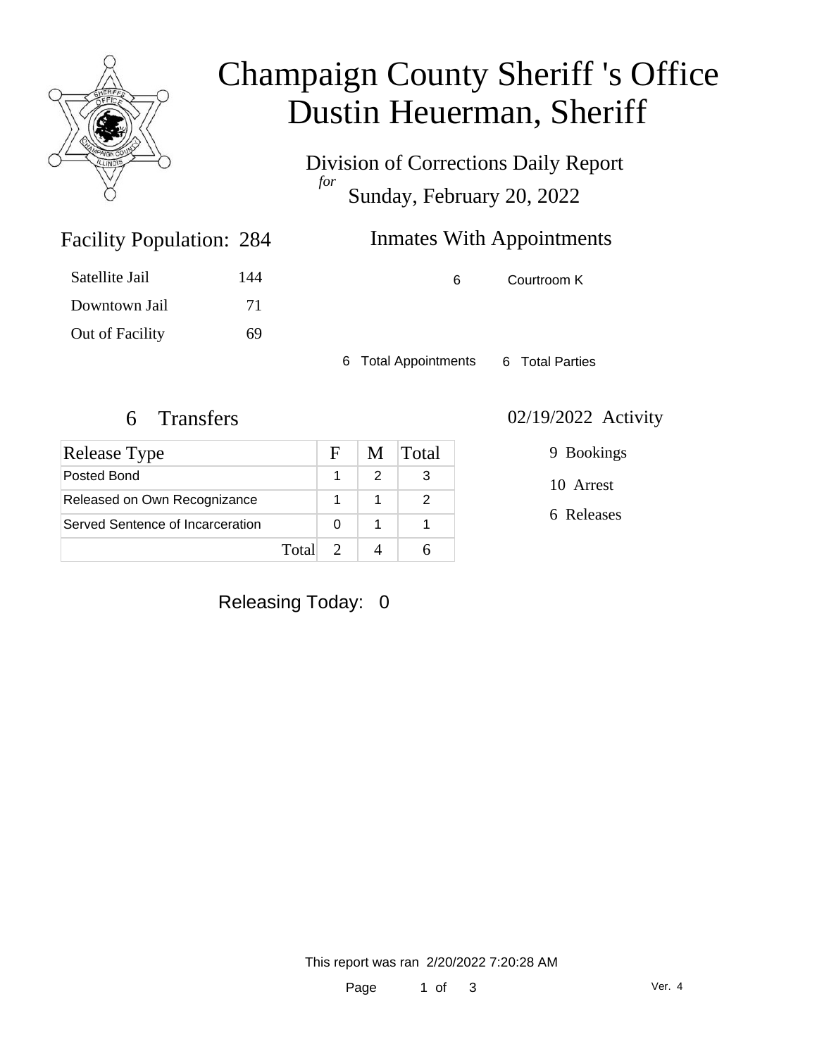# Champaign County Sheriff 's Office
# Dustin Heuerman, Sheriff

Division of Corrections Daily Report

*for*

Sunday, February 20, 2022

## Facility Population: 284

| | |
|---|---|
| Satellite Jail | 144 |
| Downtown Jail | 71 |
| Out of Facility | 69 |

## Inmates With Appointments

| | |
|---|---|
| 6 | Courtroom K |

6 Total Appointments    6 Total Parties

## 6 Transfers

| Release Type | F | M | Total |
|---|---|---|---|
| Posted Bond | 1 | 2 | 3 |
| Released on Own Recognizance | 1 | 1 | 2 |
| Served Sentence of Incarceration | 0 | 1 | 1 |
| Total | 2 | 4 | 6 |

## 02/19/2022 Activity

9 Bookings

10 Arrest

6 Releases

Releasing Today: 0

This report was ran 2/20/2022 7:20:28 AM

Ver. 4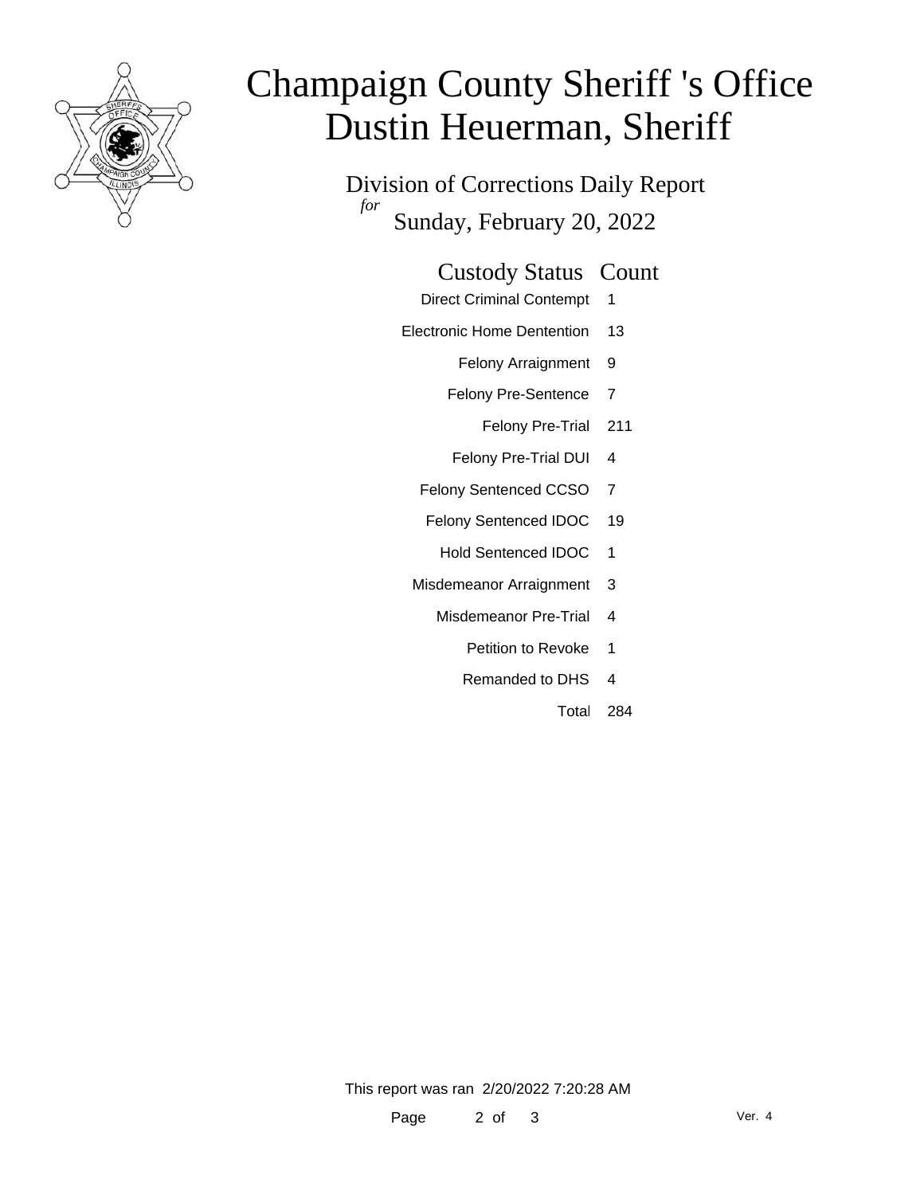# Champaign County Sheriff 's Office
# Dustin Heuerman, Sheriff

## Division of Corrections Daily Report

*for*

Sunday, February 20, 2022

| Custody Status | Count |
| --- | --- |
| Direct Criminal Contempt | 1 |
| Electronic Home Dentention | 13 |
| Felony Arraignment | 9 |
| Felony Pre-Sentence | 7 |
| Felony Pre-Trial | 211 |
| Felony Pre-Trial DUI | 4 |
| Felony Sentenced CCSO | 7 |
| Felony Sentenced IDOC | 19 |
| Hold Sentenced IDOC | 1 |
| Misdemeanor Arraignment | 3 |
| Misdemeanor Pre-Trial | 4 |
| Petition to Revoke | 1 |
| Remanded to DHS | 4 |
| Total | 284 |

This report was ran 2/20/2022 7:20:28 AM

Ver. 4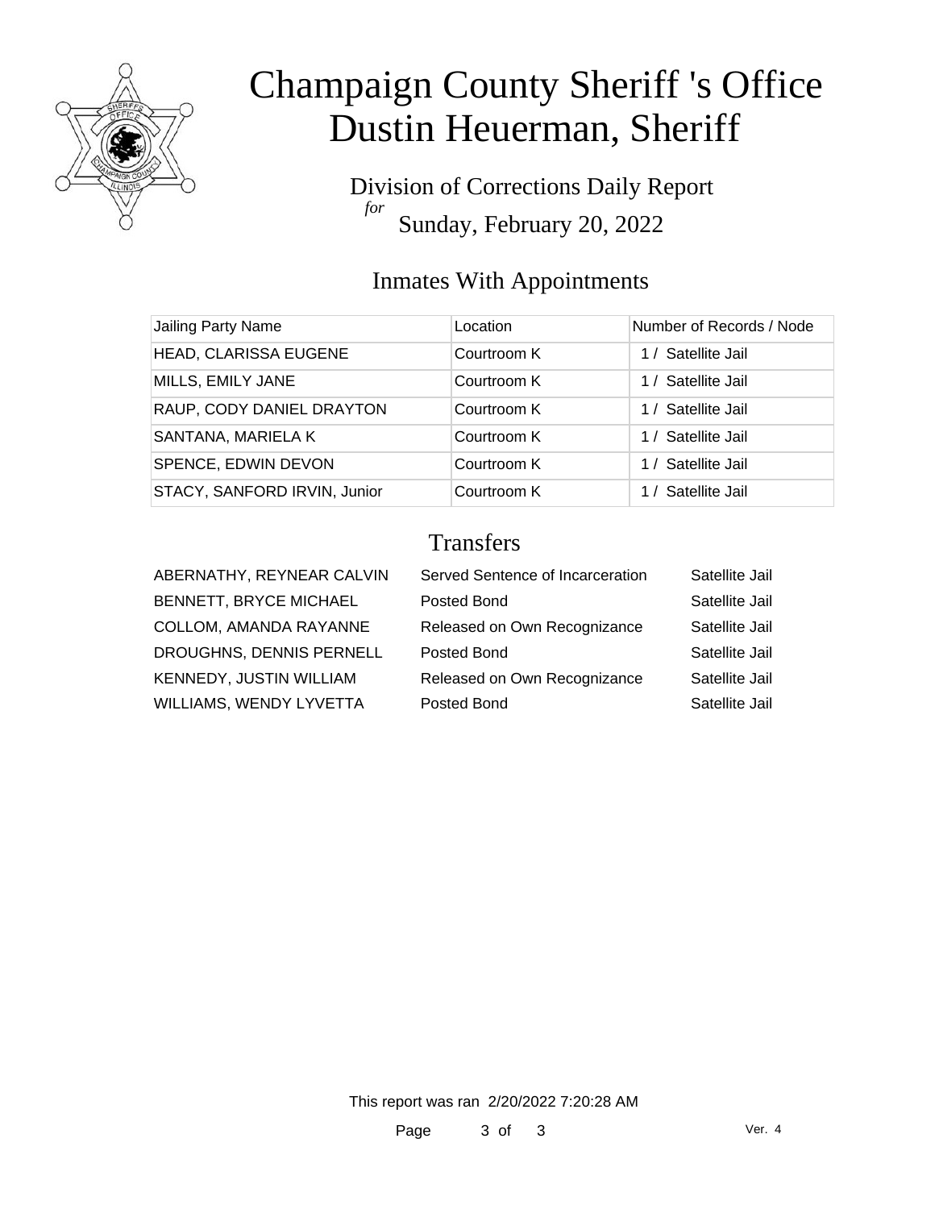# Champaign County Sheriff 's Office
# Dustin Heuerman, Sheriff

Division of Corrections Daily Report
*for*
Sunday, February 20, 2022

## Inmates With Appointments

| Jailing Party Name | Location | Number of Records / Node |
|---|---|---|
| HEAD, CLARISSA EUGENE | Courtroom K | 1 / Satellite Jail |
| MILLS, EMILY JANE | Courtroom K | 1 / Satellite Jail |
| RAUP, CODY DANIEL DRAYTON | Courtroom K | 1 / Satellite Jail |
| SANTANA, MARIELA K | Courtroom K | 1 / Satellite Jail |
| SPENCE, EDWIN DEVON | Courtroom K | 1 / Satellite Jail |
| STACY, SANFORD IRVIN, Junior | Courtroom K | 1 / Satellite Jail |

## Transfers

| | | |
|---|---|---|
| ABERNATHY, REYNEAR CALVIN | Served Sentence of Incarceration | Satellite Jail |
| BENNETT, BRYCE MICHAEL | Posted Bond | Satellite Jail |
| COLLOM, AMANDA RAYANNE | Released on Own Recognizance | Satellite Jail |
| DROUGHNS, DENNIS PERNELL | Posted Bond | Satellite Jail |
| KENNEDY, JUSTIN WILLIAM | Released on Own Recognizance | Satellite Jail |
| WILLIAMS, WENDY LYVETTA | Posted Bond | Satellite Jail |

This report was ran 2/20/2022 7:20:28 AM

Ver. 4